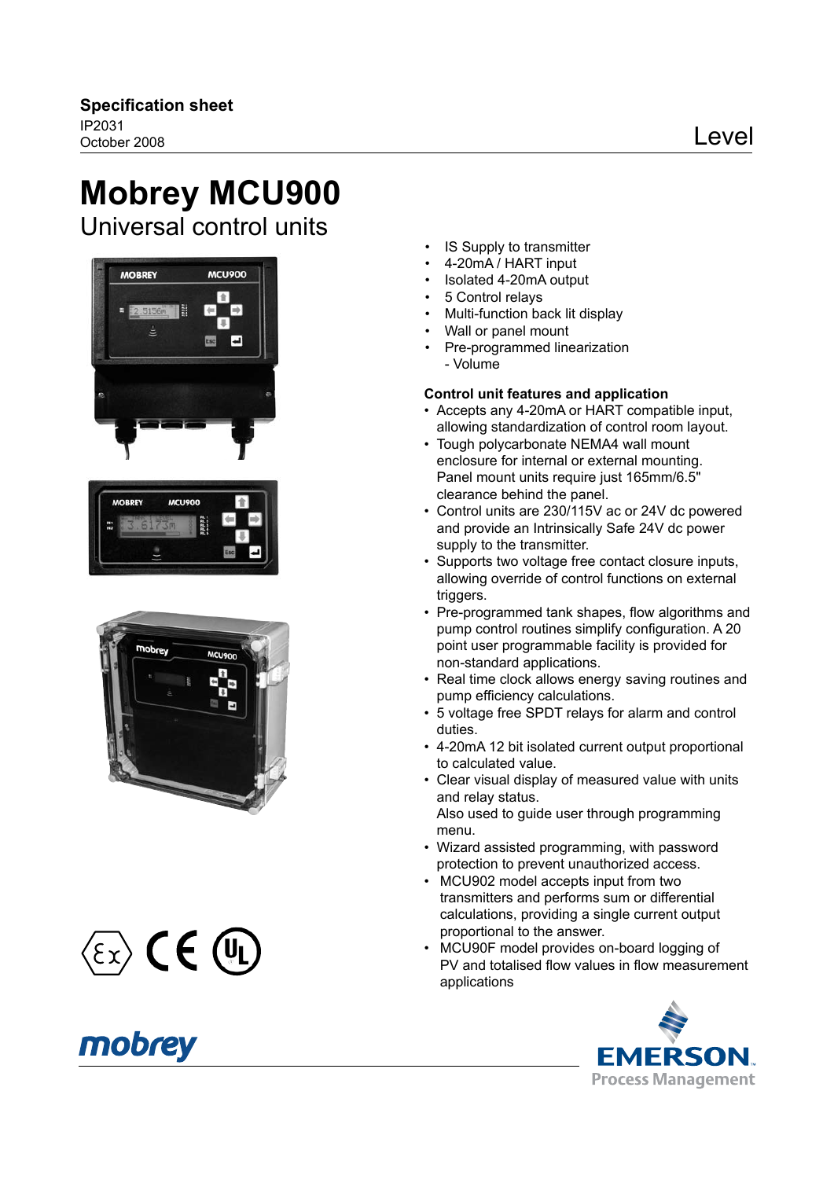**Specification sheet**
IP2031
October 2008

Level

# Mobrey MCU900

## Universal control units

- IS Supply to transmitter
- 4-20mA / HART input
- Isolated 4-20mA output
- 5 Control relays
- Multi-function back lit display
- Wall or panel mount
- Pre-programmed linearization
  - Volume

### Control unit features and application

- Accepts any 4-20mA or HART compatible input, allowing standardization of control room layout.
- Tough polycarbonate NEMA4 wall mount enclosure for internal or external mounting. Panel mount units require just 165mm/6.5" clearance behind the panel.
- Control units are 230/115V ac or 24V dc powered and provide an Intrinsically Safe 24V dc power supply to the transmitter.
- Supports two voltage free contact closure inputs, allowing override of control functions on external triggers.
- Pre-programmed tank shapes, flow algorithms and pump control routines simplify configuration. A 20 point user programmable facility is provided for non-standard applications.
- Real time clock allows energy saving routines and pump efficiency calculations.
- 5 voltage free SPDT relays for alarm and control duties.
- 4-20mA 12 bit isolated current output proportional to calculated value.
- Clear visual display of measured value with units and relay status.
  Also used to guide user through programming menu.
- Wizard assisted programming, with password protection to prevent unauthorized access.
- MCU902 model accepts input from two transmitters and performs sum or differential calculations, providing a single current output proportional to the answer.
- MCU90F model provides on-board logging of PV and totalised flow values in flow measurement applications

mobrey

EMERSON. Process Management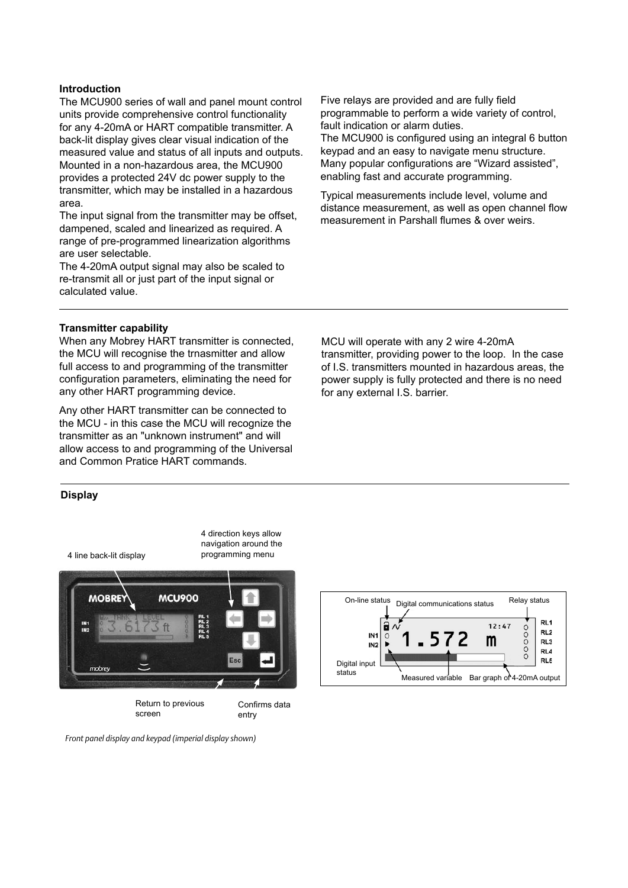## Introduction

The MCU900 series of wall and panel mount control units provide comprehensive control functionality for any 4-20mA or HART compatible transmitter. A back-lit display gives clear visual indication of the measured value and status of all inputs and outputs.
Mounted in a non-hazardous area, the MCU900 provides a protected 24V dc power supply to the transmitter, which may be installed in a hazardous area.
The input signal from the transmitter may be offset, dampened, scaled and linearized as required. A range of pre-programmed linearization algorithms are user selectable.
The 4-20mA output signal may also be scaled to re-transmit all or just part of the input signal or calculated value.

Five relays are provided and are fully field programmable to perform a wide variety of control, fault indication or alarm duties.
The MCU900 is configured using an integral 6 button keypad and an easy to navigate menu structure. Many popular configurations are "Wizard assisted", enabling fast and accurate programming.

Typical measurements include level, volume and distance measurement, as well as open channel flow measurement in Parshall flumes & over weirs.

## Transmitter capability

When any Mobrey HART transmitter is connected, the MCU will recognise the trnasmitter and allow full access to and programming of the transmitter configuration parameters, eliminating the need for any other HART programming device.

Any other HART transmitter can be connected to the MCU - in this case the MCU will recognize the transmitter as an "unknown instrument" and will allow access to and programming of the Universal and Common Pratice HART commands.

MCU will operate with any 2 wire 4-20mA transmitter, providing power to the loop. In the case of I.S. transmitters mounted in hazardous areas, the power supply is fully protected and there is no need for any external I.S. barrier.

## Display

4 line back-lit display

4 direction keys allow navigation around the programming menu

Return to previous screen

Confirms data entry

On-line status

Digital communications status

Relay status

Digital input status

Measured variable

Bar graph of 4-20mA output

*Front panel display and keypad (imperial display shown)*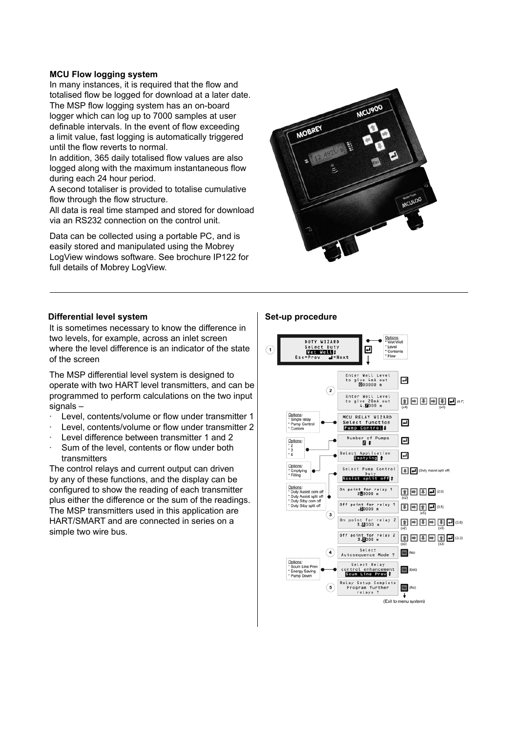### MCU Flow logging system

In many instances, it is required that the flow and totalised flow be logged for download at a later date. The MSP flow logging system has an on-board logger which can log up to 7000 samples at user definable intervals. In the event of flow exceeding a limit value, fast logging is automatically triggered until the flow reverts to normal.

In addition, 365 daily totalised flow values are also logged along with the maximum instantaneous flow during each 24 hour period.

A second totaliser is provided to totalise cumulative flow through the flow structure.

All data is real time stamped and stored for download via an RS232 connection on the control unit.

Data can be collected using a portable PC, and is easily stored and manipulated using the Mobrey LogView windows software. See brochure IP122 for full details of Mobrey LogView.

---

### Differential level system

It is sometimes necessary to know the difference in two levels, for example, across an inlet screen where the level difference is an indicator of the state of the screen

The MSP differential level system is designed to operate with two HART level transmitters, and can be programmed to perform calculations on the two input signals –

- Level, contents/volume or flow under transmitter 1
- Level, contents/volume or flow under transmitter 2
- Level difference between transmitter 1 and 2
- Sum of the level, contents or flow under both transmitters

The control relays and current output can driven by any of these functions, and the display can be configured to show the reading of each transmitter plus either the difference or the sum of the readings. The MSP transmitters used in this application are HART/SMART and are connected in series on a simple two wire bus.

### Set-up procedure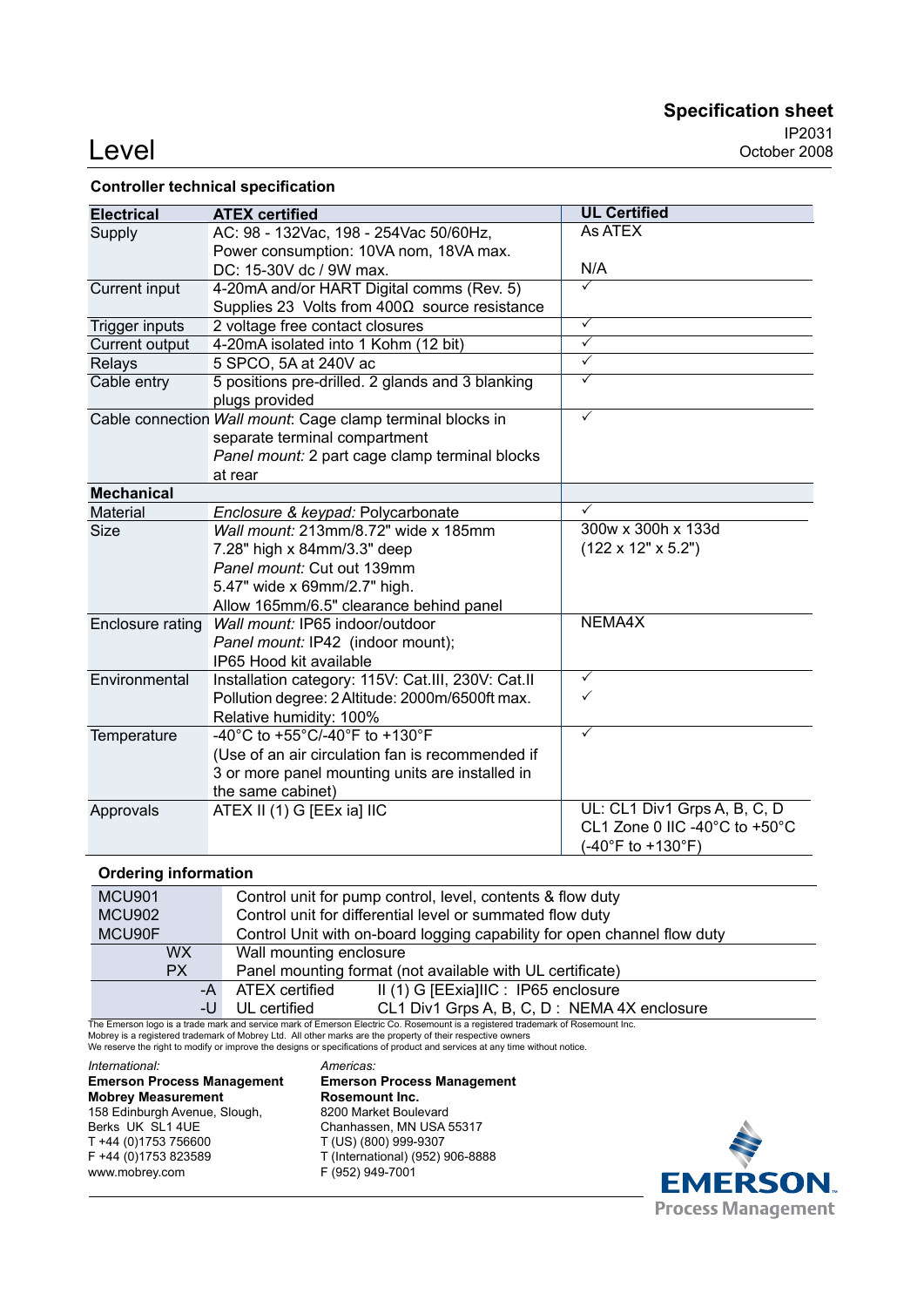**Specification sheet**
IP2031
October 2008

# Level

## Controller technical specification

| Electrical | ATEX certified | UL Certified |
|---|---|---|
| Supply | AC: 98 - 132Vac, 198 - 254Vac 50/60Hz, Power consumption: 10VA nom, 18VA max. DC: 15-30V dc / 9W max. | As ATEX<br><br>N/A |
| Current input | 4-20mA and/or HART Digital comms (Rev. 5) Supplies 23 Volts from 400Ω source resistance | ✓ |
| Trigger inputs | 2 voltage free contact closures | ✓ |
| Current output | 4-20mA isolated into 1 Kohm (12 bit) | ✓ |
| Relays | 5 SPCO, 5A at 240V ac | ✓ |
| Cable entry | 5 positions pre-drilled. 2 glands and 3 blanking plugs provided | ✓ |
| Cable connection | *Wall mount*: Cage clamp terminal blocks in separate terminal compartment<br>*Panel mount:* 2 part cage clamp terminal blocks at rear | ✓ |
| **Mechanical** | | |
| Material | *Enclosure & keypad:* Polycarbonate | ✓ |
| Size | *Wall mount:* 213mm/8.72" wide x 185mm 7.28" high x 84mm/3.3" deep<br>*Panel mount:* Cut out 139mm 5.47" wide x 69mm/2.7" high.<br>Allow 165mm/6.5" clearance behind panel | 300w x 300h x 133d (122 x 12" x 5.2") |
| Enclosure rating | *Wall mount:* IP65 indoor/outdoor<br>*Panel mount:* IP42 (indoor mount); IP65 Hood kit available | NEMA4X |
| Environmental | Installation category: 115V: Cat.III, 230V: Cat.II<br>Pollution degree: 2 Altitude: 2000m/6500ft max.<br>Relative humidity: 100% | ✓<br>✓ |
| Temperature | -40°C to +55°C/-40°F to +130°F<br>(Use of an air circulation fan is recommended if 3 or more panel mounting units are installed in the same cabinet) | ✓ |
| Approvals | ATEX II (1) G [EEx ia] IIC | UL: CL1 Div1 Grps A, B, C, D<br>CL1 Zone 0 IIC -40°C to +50°C (-40°F to +130°F) |

## Ordering information

| | | |
|---|---|---|
| MCU901 | Control unit for pump control, level, contents & flow duty | |
| MCU902 | Control unit for differential level or summated flow duty | |
| MCU90F | Control Unit with on-board logging capability for open channel flow duty | |
| WX | Wall mounting enclosure | |
| PX | Panel mounting format (not available with UL certificate) | |
| -A | ATEX certified | II (1) G [EExia]IIC : IP65 enclosure |
| -U | UL certified | CL1 Div1 Grps A, B, C, D : NEMA 4X enclosure |

The Emerson logo is a trade mark and service mark of Emerson Electric Co. Rosemount is a registered trademark of Rosemount Inc.
Mobrey is a registered trademark of Mobrey Ltd. All other marks are the property of their respective owners
We reserve the right to modify or improve the designs or specifications of product and services at any time without notice.

*International:*
**Emerson Process Management**
**Mobrey Measurement**
158 Edinburgh Avenue, Slough,
Berks UK SL1 4UE
T +44 (0)1753 756600
F +44 (0)1753 823589
www.mobrey.com

*Americas:*
**Emerson Process Management**
**Rosemount Inc.**
8200 Market Boulevard
Chanhassen, MN USA 55317
T (US) (800) 999-9307
T (International) (952) 906-8888
F (952) 949-7001

EMERSON. Process Management